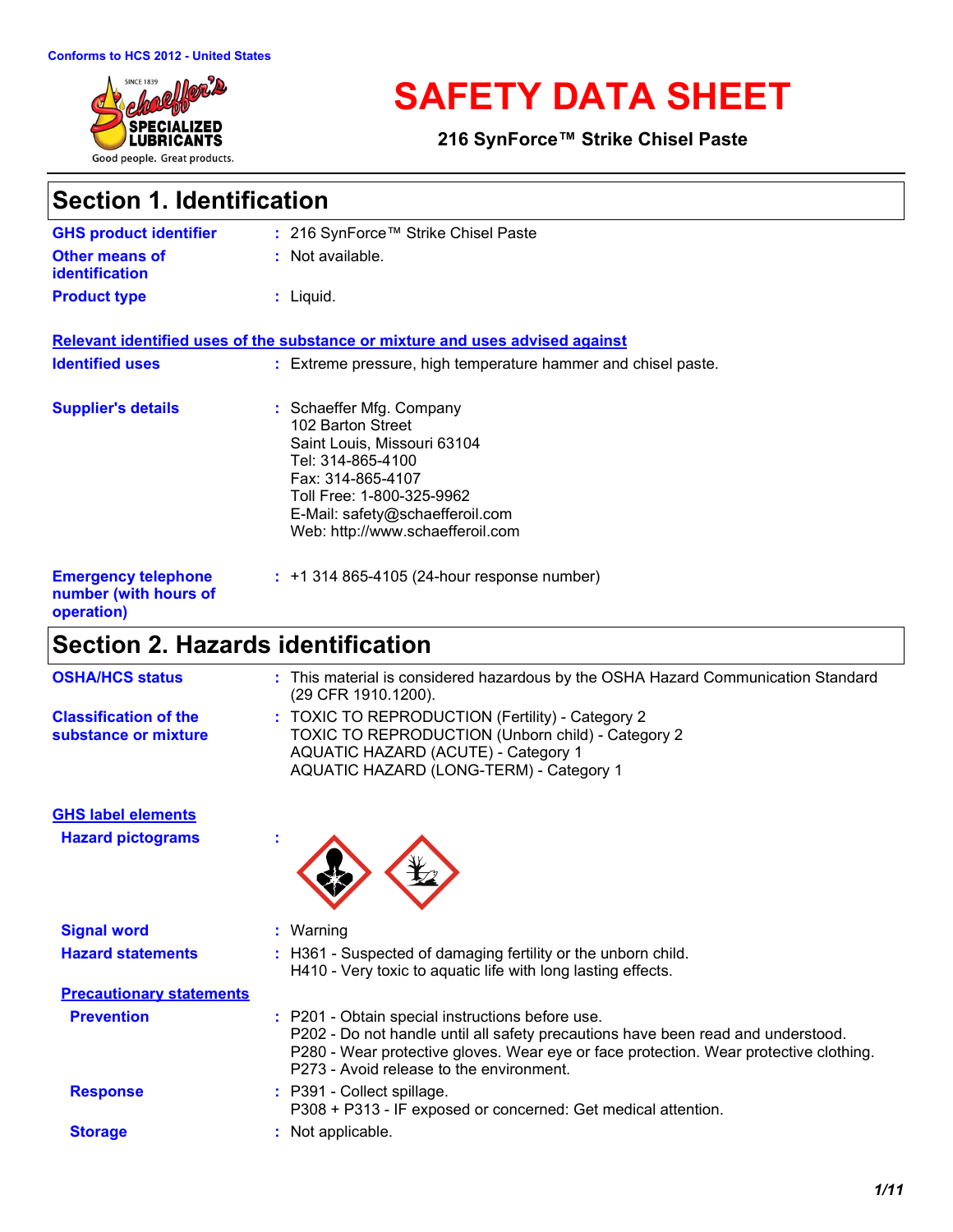Conforms to HCS 2012 - United States

# SAFETY DATA SHEET

**216 SynForce™ Strike Chisel Paste**

## Section 1. Identification

**GHS product identifier** : 216 SynForce™ Strike Chisel Paste

**Other means of identification** : Not available.

**Product type** : Liquid.

**Relevant identified uses of the substance or mixture and uses advised against**

**Identified uses** : Extreme pressure, high temperature hammer and chisel paste.

**Supplier's details** : Schaeffer Mfg. Company
102 Barton Street
Saint Louis, Missouri 63104
Tel: 314-865-4100
Fax: 314-865-4107
Toll Free: 1-800-325-9962
E-Mail: safety@schaefferoil.com
Web: http://www.schaefferoil.com

**Emergency telephone number (with hours of operation)** : +1 314 865-4105 (24-hour response number)

## Section 2. Hazards identification

**OSHA/HCS status** : This material is considered hazardous by the OSHA Hazard Communication Standard (29 CFR 1910.1200).

**Classification of the substance or mixture** : TOXIC TO REPRODUCTION (Fertility) - Category 2
TOXIC TO REPRODUCTION (Unborn child) - Category 2
AQUATIC HAZARD (ACUTE) - Category 1
AQUATIC HAZARD (LONG-TERM) - Category 1

**GHS label elements**

**Hazard pictograms** :

**Signal word** : Warning

**Hazard statements** : H361 - Suspected of damaging fertility or the unborn child.
H410 - Very toxic to aquatic life with long lasting effects.

**Precautionary statements**

**Prevention** : P201 - Obtain special instructions before use.
P202 - Do not handle until all safety precautions have been read and understood.
P280 - Wear protective gloves. Wear eye or face protection. Wear protective clothing.
P273 - Avoid release to the environment.

**Response** : P391 - Collect spillage.
P308 + P313 - IF exposed or concerned: Get medical attention.

**Storage** : Not applicable.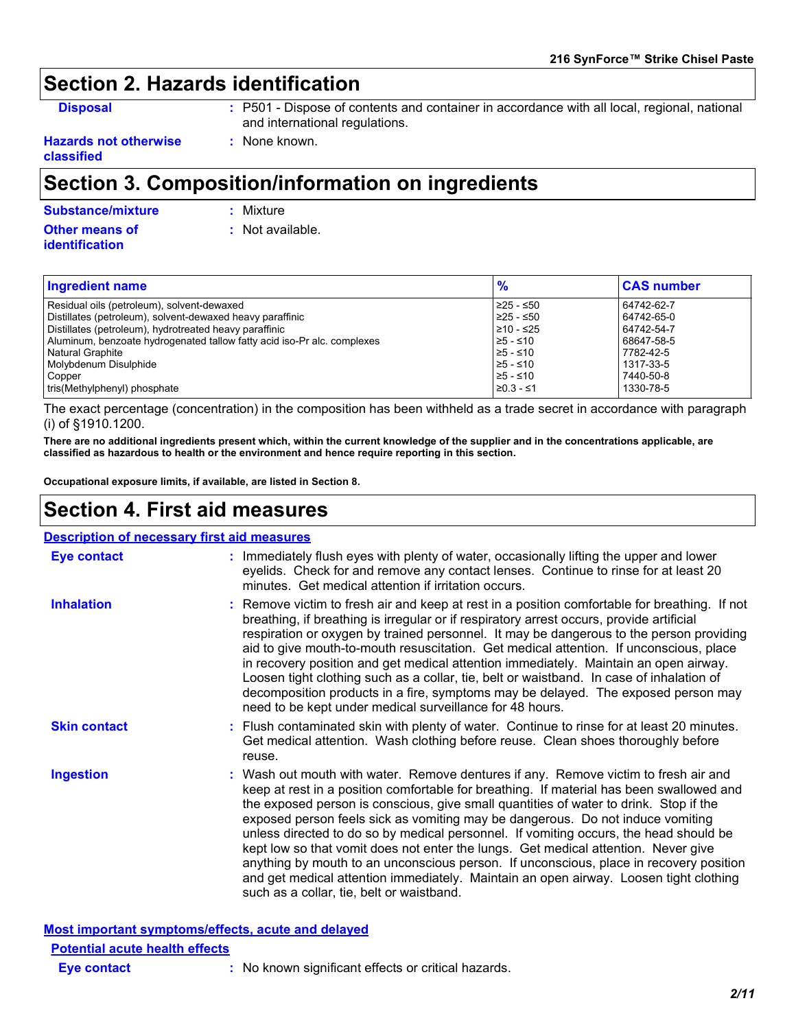## Section 2. Hazards identification

**Disposal** : P501 - Dispose of contents and container in accordance with all local, regional, national and international regulations.

**Hazards not otherwise classified** : None known.

## Section 3. Composition/information on ingredients

**Substance/mixture** : Mixture

**Other means of identification** : Not available.

| Ingredient name | % | CAS number |
|---|---|---|
| Residual oils (petroleum), solvent-dewaxed | ≥25 - ≤50 | 64742-62-7 |
| Distillates (petroleum), solvent-dewaxed heavy paraffinic | ≥25 - ≤50 | 64742-65-0 |
| Distillates (petroleum), hydrotreated heavy paraffinic | ≥10 - ≤25 | 64742-54-7 |
| Aluminum, benzoate hydrogenated tallow fatty acid iso-Pr alc. complexes | ≥5 - ≤10 | 68647-58-5 |
| Natural Graphite | ≥5 - ≤10 | 7782-42-5 |
| Molybdenum Disulphide | ≥5 - ≤10 | 1317-33-5 |
| Copper | ≥5 - ≤10 | 7440-50-8 |
| tris(Methylphenyl) phosphate | ≥0.3 - ≤1 | 1330-78-5 |

The exact percentage (concentration) in the composition has been withheld as a trade secret in accordance with paragraph (i) of §1910.1200.

**There are no additional ingredients present which, within the current knowledge of the supplier and in the concentrations applicable, are classified as hazardous to health or the environment and hence require reporting in this section.**

**Occupational exposure limits, if available, are listed in Section 8.**

## Section 4. First aid measures

### Description of necessary first aid measures

**Eye contact** : Immediately flush eyes with plenty of water, occasionally lifting the upper and lower eyelids. Check for and remove any contact lenses. Continue to rinse for at least 20 minutes. Get medical attention if irritation occurs.

**Inhalation** : Remove victim to fresh air and keep at rest in a position comfortable for breathing. If not breathing, if breathing is irregular or if respiratory arrest occurs, provide artificial respiration or oxygen by trained personnel. It may be dangerous to the person providing aid to give mouth-to-mouth resuscitation. Get medical attention. If unconscious, place in recovery position and get medical attention immediately. Maintain an open airway. Loosen tight clothing such as a collar, tie, belt or waistband. In case of inhalation of decomposition products in a fire, symptoms may be delayed. The exposed person may need to be kept under medical surveillance for 48 hours.

**Skin contact** : Flush contaminated skin with plenty of water. Continue to rinse for at least 20 minutes. Get medical attention. Wash clothing before reuse. Clean shoes thoroughly before reuse.

**Ingestion** : Wash out mouth with water. Remove dentures if any. Remove victim to fresh air and keep at rest in a position comfortable for breathing. If material has been swallowed and the exposed person is conscious, give small quantities of water to drink. Stop if the exposed person feels sick as vomiting may be dangerous. Do not induce vomiting unless directed to do so by medical personnel. If vomiting occurs, the head should be kept low so that vomit does not enter the lungs. Get medical attention. Never give anything by mouth to an unconscious person. If unconscious, place in recovery position and get medical attention immediately. Maintain an open airway. Loosen tight clothing such as a collar, tie, belt or waistband.

### Most important symptoms/effects, acute and delayed

#### Potential acute health effects

**Eye contact** : No known significant effects or critical hazards.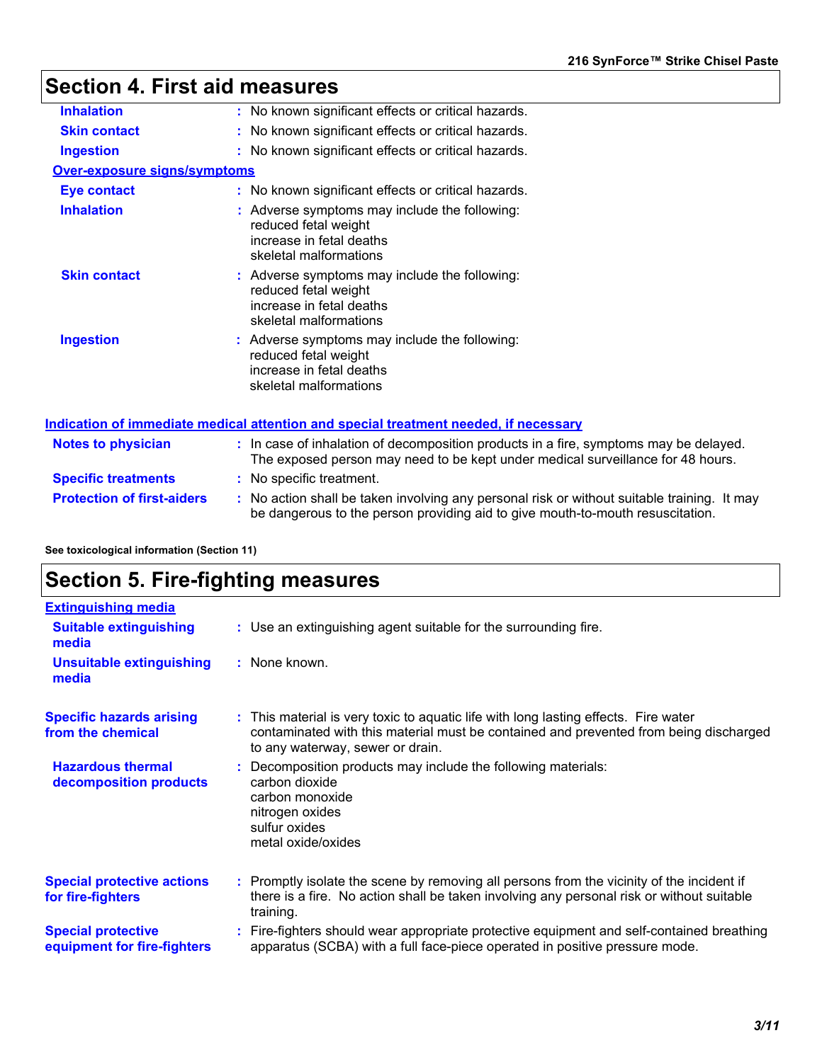## Section 4. First aid measures

| | |
|---|---|
| **Inhalation** | : No known significant effects or critical hazards. |
| **Skin contact** | : No known significant effects or critical hazards. |
| **Ingestion** | : No known significant effects or critical hazards. |

**Over-exposure signs/symptoms**

| | |
|---|---|
| **Eye contact** | : No known significant effects or critical hazards. |
| **Inhalation** | : Adverse symptoms may include the following:<br>reduced fetal weight<br>increase in fetal deaths<br>skeletal malformations |
| **Skin contact** | : Adverse symptoms may include the following:<br>reduced fetal weight<br>increase in fetal deaths<br>skeletal malformations |
| **Ingestion** | : Adverse symptoms may include the following:<br>reduced fetal weight<br>increase in fetal deaths<br>skeletal malformations |

**Indication of immediate medical attention and special treatment needed, if necessary**

| | |
|---|---|
| **Notes to physician** | : In case of inhalation of decomposition products in a fire, symptoms may be delayed. The exposed person may need to be kept under medical surveillance for 48 hours. |
| **Specific treatments** | : No specific treatment. |
| **Protection of first-aiders** | : No action shall be taken involving any personal risk or without suitable training. It may be dangerous to the person providing aid to give mouth-to-mouth resuscitation. |

**See toxicological information (Section 11)**

## Section 5. Fire-fighting measures

**Extinguishing media**

| | |
|---|---|
| **Suitable extinguishing media** | : Use an extinguishing agent suitable for the surrounding fire. |
| **Unsuitable extinguishing media** | : None known. |

| | |
|---|---|
| **Specific hazards arising from the chemical** | : This material is very toxic to aquatic life with long lasting effects. Fire water contaminated with this material must be contained and prevented from being discharged to any waterway, sewer or drain. |
| **Hazardous thermal decomposition products** | : Decomposition products may include the following materials:<br>carbon dioxide<br>carbon monoxide<br>nitrogen oxides<br>sulfur oxides<br>metal oxide/oxides |
| **Special protective actions for fire-fighters** | : Promptly isolate the scene by removing all persons from the vicinity of the incident if there is a fire. No action shall be taken involving any personal risk or without suitable training. |
| **Special protective equipment for fire-fighters** | : Fire-fighters should wear appropriate protective equipment and self-contained breathing apparatus (SCBA) with a full face-piece operated in positive pressure mode. |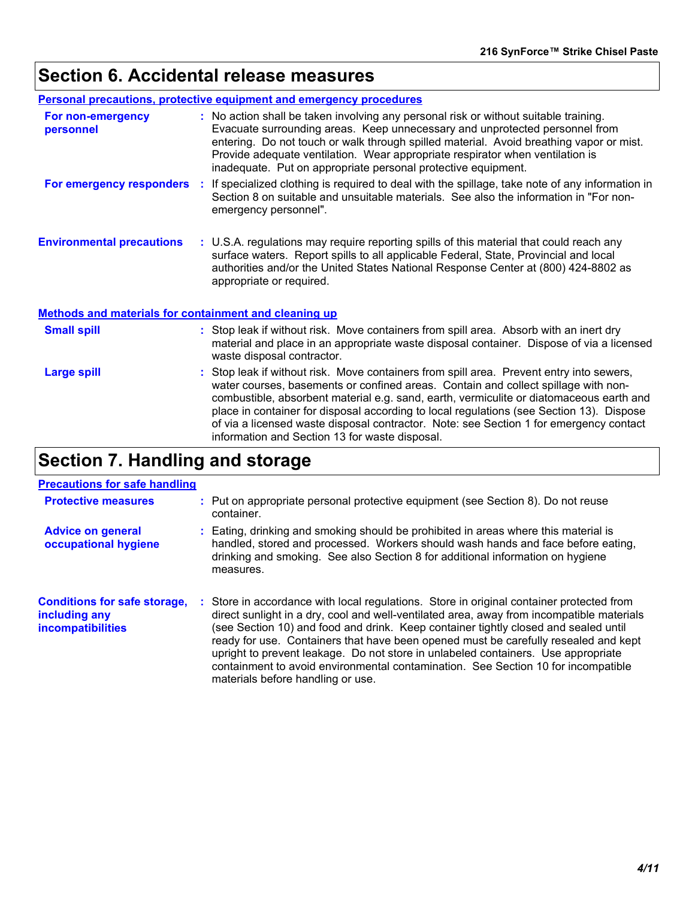## Section 6. Accidental release measures

### Personal precautions, protective equipment and emergency procedures

**For non-emergency personnel** : No action shall be taken involving any personal risk or without suitable training. Evacuate surrounding areas. Keep unnecessary and unprotected personnel from entering. Do not touch or walk through spilled material. Avoid breathing vapor or mist. Provide adequate ventilation. Wear appropriate respirator when ventilation is inadequate. Put on appropriate personal protective equipment.

**For emergency responders** : If specialized clothing is required to deal with the spillage, take note of any information in Section 8 on suitable and unsuitable materials. See also the information in "For non-emergency personnel".

**Environmental precautions** : U.S.A. regulations may require reporting spills of this material that could reach any surface waters. Report spills to all applicable Federal, State, Provincial and local authorities and/or the United States National Response Center at (800) 424-8802 as appropriate or required.

### Methods and materials for containment and cleaning up

**Small spill** : Stop leak if without risk. Move containers from spill area. Absorb with an inert dry material and place in an appropriate waste disposal container. Dispose of via a licensed waste disposal contractor.

**Large spill** : Stop leak if without risk. Move containers from spill area. Prevent entry into sewers, water courses, basements or confined areas. Contain and collect spillage with non-combustible, absorbent material e.g. sand, earth, vermiculite or diatomaceous earth and place in container for disposal according to local regulations (see Section 13). Dispose of via a licensed waste disposal contractor. Note: see Section 1 for emergency contact information and Section 13 for waste disposal.

## Section 7. Handling and storage

### Precautions for safe handling

**Protective measures** : Put on appropriate personal protective equipment (see Section 8). Do not reuse container.

**Advice on general occupational hygiene** : Eating, drinking and smoking should be prohibited in areas where this material is handled, stored and processed. Workers should wash hands and face before eating, drinking and smoking. See also Section 8 for additional information on hygiene measures.

**Conditions for safe storage, including any incompatibilities** : Store in accordance with local regulations. Store in original container protected from direct sunlight in a dry, cool and well-ventilated area, away from incompatible materials (see Section 10) and food and drink. Keep container tightly closed and sealed until ready for use. Containers that have been opened must be carefully resealed and kept upright to prevent leakage. Do not store in unlabeled containers. Use appropriate containment to avoid environmental contamination. See Section 10 for incompatible materials before handling or use.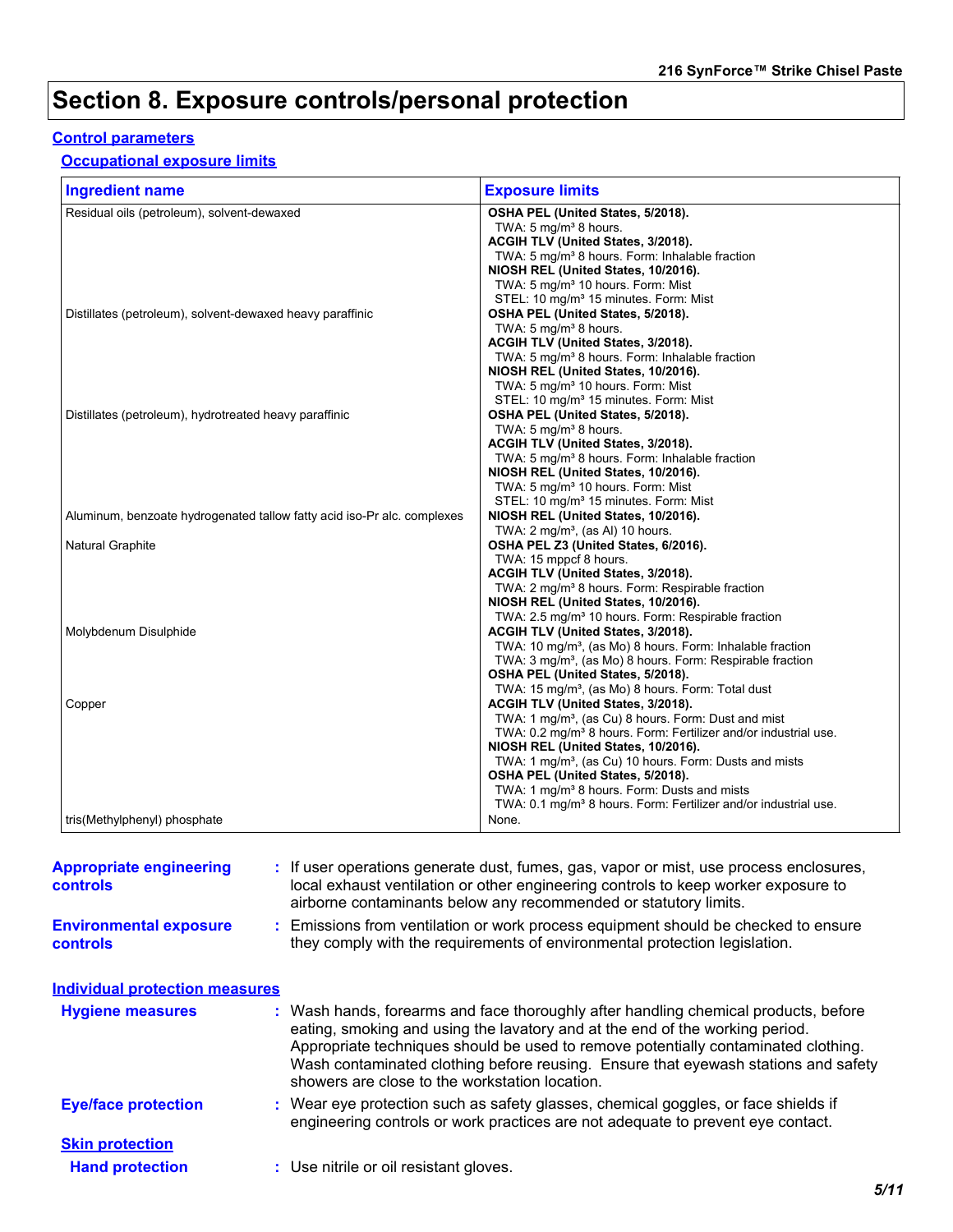# Section 8. Exposure controls/personal protection

## Control parameters

### Occupational exposure limits

| Ingredient name | Exposure limits |
|---|---|
| Residual oils (petroleum), solvent-dewaxed | **OSHA PEL (United States, 5/2018).**<br>TWA: 5 mg/m³ 8 hours.<br>**ACGIH TLV (United States, 3/2018).**<br>TWA: 5 mg/m³ 8 hours. Form: Inhalable fraction<br>**NIOSH REL (United States, 10/2016).**<br>TWA: 5 mg/m³ 10 hours. Form: Mist<br>STEL: 10 mg/m³ 15 minutes. Form: Mist |
| Distillates (petroleum), solvent-dewaxed heavy paraffinic | **OSHA PEL (United States, 5/2018).**<br>TWA: 5 mg/m³ 8 hours.<br>**ACGIH TLV (United States, 3/2018).**<br>TWA: 5 mg/m³ 8 hours. Form: Inhalable fraction<br>**NIOSH REL (United States, 10/2016).**<br>TWA: 5 mg/m³ 10 hours. Form: Mist<br>STEL: 10 mg/m³ 15 minutes. Form: Mist |
| Distillates (petroleum), hydrotreated heavy paraffinic | **OSHA PEL (United States, 5/2018).**<br>TWA: 5 mg/m³ 8 hours.<br>**ACGIH TLV (United States, 3/2018).**<br>TWA: 5 mg/m³ 8 hours. Form: Inhalable fraction<br>**NIOSH REL (United States, 10/2016).**<br>TWA: 5 mg/m³ 10 hours. Form: Mist<br>STEL: 10 mg/m³ 15 minutes. Form: Mist |
| Aluminum, benzoate hydrogenated tallow fatty acid iso-Pr alc. complexes | **NIOSH REL (United States, 10/2016).**<br>TWA: 2 mg/m³, (as Al) 10 hours. |
| Natural Graphite | **OSHA PEL Z3 (United States, 6/2016).**<br>TWA: 15 mppcf 8 hours.<br>**ACGIH TLV (United States, 3/2018).**<br>TWA: 2 mg/m³ 8 hours. Form: Respirable fraction<br>**NIOSH REL (United States, 10/2016).**<br>TWA: 2.5 mg/m³ 10 hours. Form: Respirable fraction |
| Molybdenum Disulphide | **ACGIH TLV (United States, 3/2018).**<br>TWA: 10 mg/m³, (as Mo) 8 hours. Form: Inhalable fraction<br>TWA: 3 mg/m³, (as Mo) 8 hours. Form: Respirable fraction<br>**OSHA PEL (United States, 5/2018).**<br>TWA: 15 mg/m³, (as Mo) 8 hours. Form: Total dust |
| Copper | **ACGIH TLV (United States, 3/2018).**<br>TWA: 1 mg/m³, (as Cu) 8 hours. Form: Dust and mist<br>TWA: 0.2 mg/m³ 8 hours. Form: Fertilizer and/or industrial use.<br>**NIOSH REL (United States, 10/2016).**<br>TWA: 1 mg/m³, (as Cu) 10 hours. Form: Dusts and mists<br>**OSHA PEL (United States, 5/2018).**<br>TWA: 1 mg/m³ 8 hours. Form: Dusts and mists<br>TWA: 0.1 mg/m³ 8 hours. Form: Fertilizer and/or industrial use. |
| tris(Methylphenyl) phosphate | None. |

**Appropriate engineering controls** : If user operations generate dust, fumes, gas, vapor or mist, use process enclosures, local exhaust ventilation or other engineering controls to keep worker exposure to airborne contaminants below any recommended or statutory limits.

**Environmental exposure controls** : Emissions from ventilation or work process equipment should be checked to ensure they comply with the requirements of environmental protection legislation.

## Individual protection measures

**Hygiene measures** : Wash hands, forearms and face thoroughly after handling chemical products, before eating, smoking and using the lavatory and at the end of the working period. Appropriate techniques should be used to remove potentially contaminated clothing. Wash contaminated clothing before reusing. Ensure that eyewash stations and safety showers are close to the workstation location.

**Eye/face protection** : Wear eye protection such as safety glasses, chemical goggles, or face shields if engineering controls or work practices are not adequate to prevent eye contact.

### Skin protection

**Hand protection** : Use nitrile or oil resistant gloves.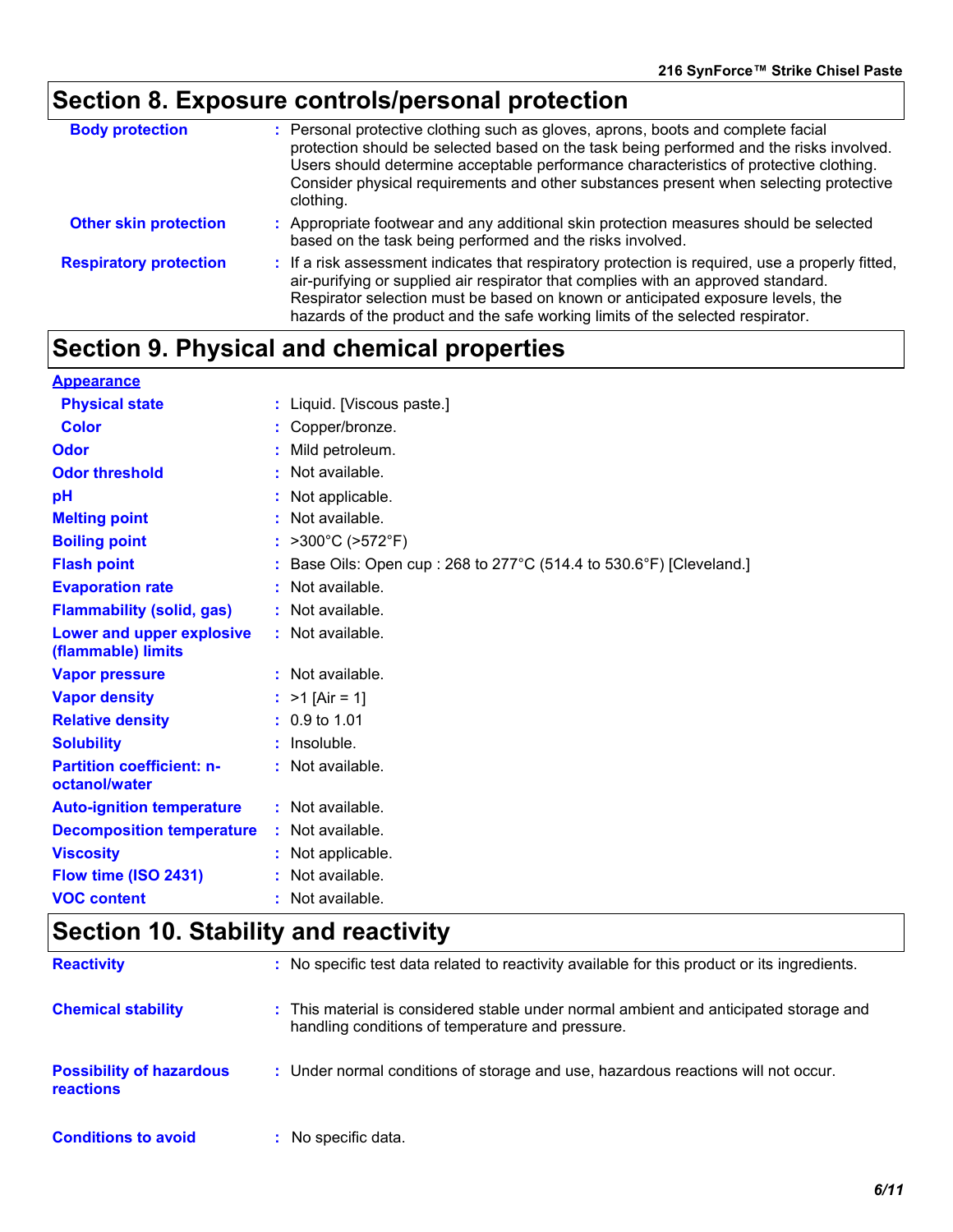## Section 8. Exposure controls/personal protection

| | |
|---|---|
| **Body protection** | Personal protective clothing such as gloves, aprons, boots and complete facial protection should be selected based on the task being performed and the risks involved. Users should determine acceptable performance characteristics of protective clothing. Consider physical requirements and other substances present when selecting protective clothing. |
| **Other skin protection** | Appropriate footwear and any additional skin protection measures should be selected based on the task being performed and the risks involved. |
| **Respiratory protection** | If a risk assessment indicates that respiratory protection is required, use a properly fitted, air-purifying or supplied air respirator that complies with an approved standard. Respirator selection must be based on known or anticipated exposure levels, the hazards of the product and the safe working limits of the selected respirator. |

## Section 9. Physical and chemical properties

**Appearance**

| | |
|---|---|
| **Physical state** | Liquid. [Viscous paste.] |
| **Color** | Copper/bronze. |
| **Odor** | Mild petroleum. |
| **Odor threshold** | Not available. |
| **pH** | Not applicable. |
| **Melting point** | Not available. |
| **Boiling point** | >300°C (>572°F) |
| **Flash point** | Base Oils: Open cup : 268 to 277°C (514.4 to 530.6°F) [Cleveland.] |
| **Evaporation rate** | Not available. |
| **Flammability (solid, gas)** | Not available. |
| **Lower and upper explosive (flammable) limits** | Not available. |
| **Vapor pressure** | Not available. |
| **Vapor density** | >1 [Air = 1] |
| **Relative density** | 0.9 to 1.01 |
| **Solubility** | Insoluble. |
| **Partition coefficient: n-octanol/water** | Not available. |
| **Auto-ignition temperature** | Not available. |
| **Decomposition temperature** | Not available. |
| **Viscosity** | Not applicable. |
| **Flow time (ISO 2431)** | Not available. |
| **VOC content** | Not available. |

## Section 10. Stability and reactivity

| | |
|---|---|
| **Reactivity** | No specific test data related to reactivity available for this product or its ingredients. |
| **Chemical stability** | This material is considered stable under normal ambient and anticipated storage and handling conditions of temperature and pressure. |
| **Possibility of hazardous reactions** | Under normal conditions of storage and use, hazardous reactions will not occur. |
| **Conditions to avoid** | No specific data. |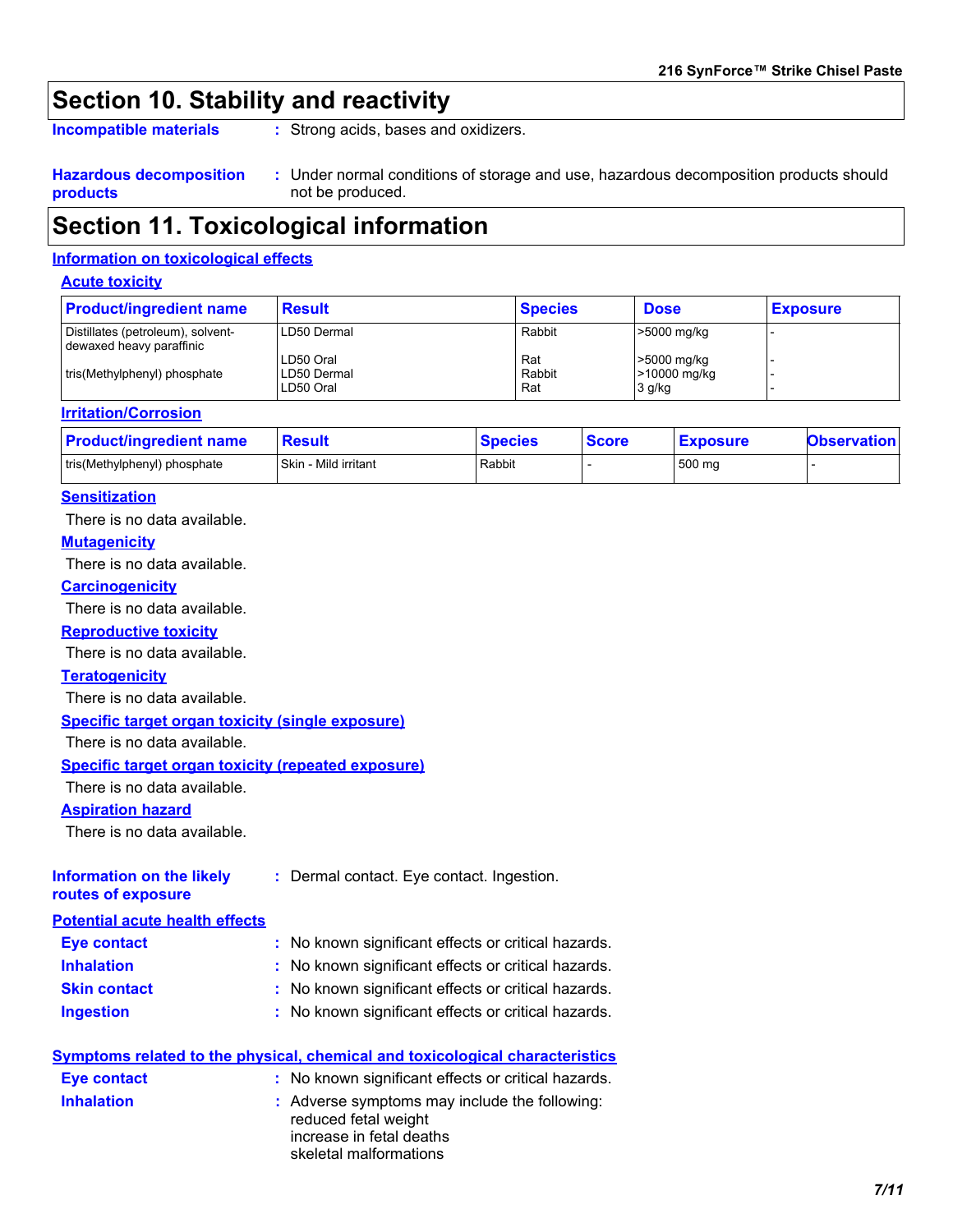## Section 10. Stability and reactivity

**Incompatible materials** : Strong acids, bases and oxidizers.

**Hazardous decomposition products** : Under normal conditions of storage and use, hazardous decomposition products should not be produced.

## Section 11. Toxicological information

### Information on toxicological effects

#### Acute toxicity

| Product/ingredient name | Result | Species | Dose | Exposure |
|---|---|---|---|---|
| Distillates (petroleum), solvent-dewaxed heavy paraffinic | LD50 Dermal | Rabbit | >5000 mg/kg | - |
| | LD50 Oral | Rat | >5000 mg/kg | - |
| tris(Methylphenyl) phosphate | LD50 Dermal | Rabbit | >10000 mg/kg | - |
| | LD50 Oral | Rat | 3 g/kg | - |

#### Irritation/Corrosion

| Product/ingredient name | Result | Species | Score | Exposure | Observation |
|---|---|---|---|---|---|
| tris(Methylphenyl) phosphate | Skin - Mild irritant | Rabbit | - | 500 mg | - |

#### Sensitization

There is no data available.

#### Mutagenicity

There is no data available.

#### Carcinogenicity

There is no data available.

#### Reproductive toxicity

There is no data available.

#### Teratogenicity

There is no data available.

#### Specific target organ toxicity (single exposure)

There is no data available.

#### Specific target organ toxicity (repeated exposure)

There is no data available.

#### Aspiration hazard

There is no data available.

**Information on the likely routes of exposure** : Dermal contact. Eye contact. Ingestion.

### Potential acute health effects

**Eye contact** : No known significant effects or critical hazards.

**Inhalation** : No known significant effects or critical hazards.

**Skin contact** : No known significant effects or critical hazards.

**Ingestion** : No known significant effects or critical hazards.

### Symptoms related to the physical, chemical and toxicological characteristics

**Eye contact** : No known significant effects or critical hazards.

**Inhalation** : Adverse symptoms may include the following:
reduced fetal weight
increase in fetal deaths
skeletal malformations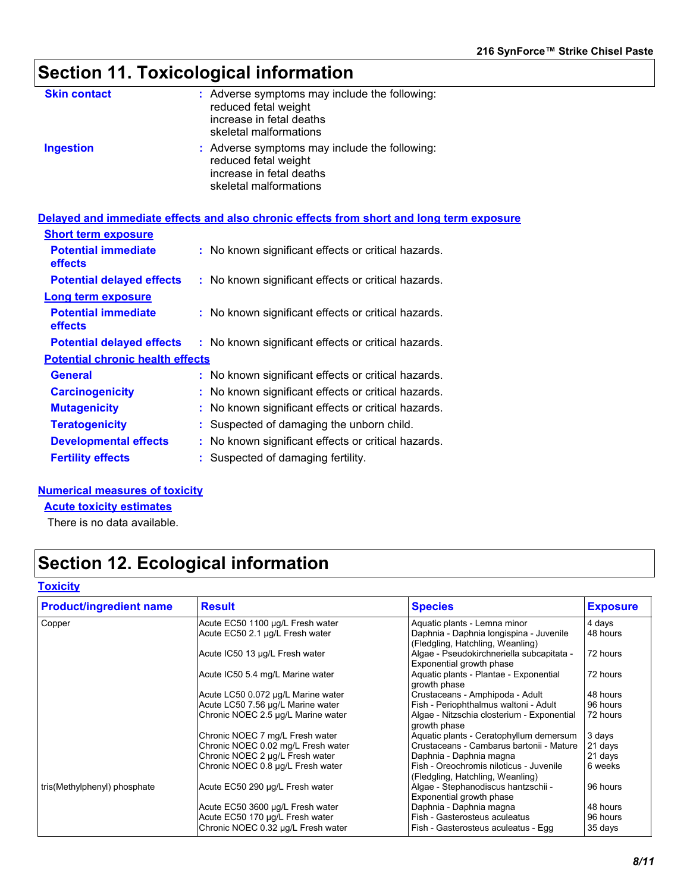# Section 11. Toxicological information

**Skin contact** : Adverse symptoms may include the following:
reduced fetal weight
increase in fetal deaths
skeletal malformations

**Ingestion** : Adverse symptoms may include the following:
reduced fetal weight
increase in fetal deaths
skeletal malformations

## Delayed and immediate effects and also chronic effects from short and long term exposure

### Short term exposure

**Potential immediate effects** : No known significant effects or critical hazards.

**Potential delayed effects** : No known significant effects or critical hazards.

### Long term exposure

**Potential immediate effects** : No known significant effects or critical hazards.

**Potential delayed effects** : No known significant effects or critical hazards.

### Potential chronic health effects

**General** : No known significant effects or critical hazards.

**Carcinogenicity** : No known significant effects or critical hazards.

**Mutagenicity** : No known significant effects or critical hazards.

**Teratogenicity** : Suspected of damaging the unborn child.

**Developmental effects** : No known significant effects or critical hazards.

**Fertility effects** : Suspected of damaging fertility.

## Numerical measures of toxicity

### Acute toxicity estimates

There is no data available.

# Section 12. Ecological information

## Toxicity

| Product/ingredient name | Result | Species | Exposure |
|---|---|---|---|
| Copper | Acute EC50 1100 µg/L Fresh water | Aquatic plants - Lemna minor | 4 days |
| | Acute EC50 2.1 µg/L Fresh water | Daphnia - Daphnia longispina - Juvenile (Fledgling, Hatchling, Weanling) | 48 hours |
| | Acute IC50 13 µg/L Fresh water | Algae - Pseudokirchneriella subcapitata - Exponential growth phase | 72 hours |
| | Acute IC50 5.4 mg/L Marine water | Aquatic plants - Plantae - Exponential growth phase | 72 hours |
| | Acute LC50 0.072 µg/L Marine water | Crustaceans - Amphipoda - Adult | 48 hours |
| | Acute LC50 7.56 µg/L Marine water | Fish - Periophthalmus waltoni - Adult | 96 hours |
| | Chronic NOEC 2.5 µg/L Marine water | Algae - Nitzschia closterium - Exponential growth phase | 72 hours |
| | Chronic NOEC 7 mg/L Fresh water | Aquatic plants - Ceratophyllum demersum | 3 days |
| | Chronic NOEC 0.02 mg/L Fresh water | Crustaceans - Cambarus bartonii - Mature | 21 days |
| | Chronic NOEC 2 µg/L Fresh water | Daphnia - Daphnia magna | 21 days |
| | Chronic NOEC 0.8 µg/L Fresh water | Fish - Oreochromis niloticus - Juvenile (Fledgling, Hatchling, Weanling) | 6 weeks |
| tris(Methylphenyl) phosphate | Acute EC50 290 µg/L Fresh water | Algae - Stephanodiscus hantzschii - Exponential growth phase | 96 hours |
| | Acute EC50 3600 µg/L Fresh water | Daphnia - Daphnia magna | 48 hours |
| | Acute EC50 170 µg/L Fresh water | Fish - Gasterosteus aculeatus | 96 hours |
| | Chronic NOEC 0.32 µg/L Fresh water | Fish - Gasterosteus aculeatus - Egg | 35 days |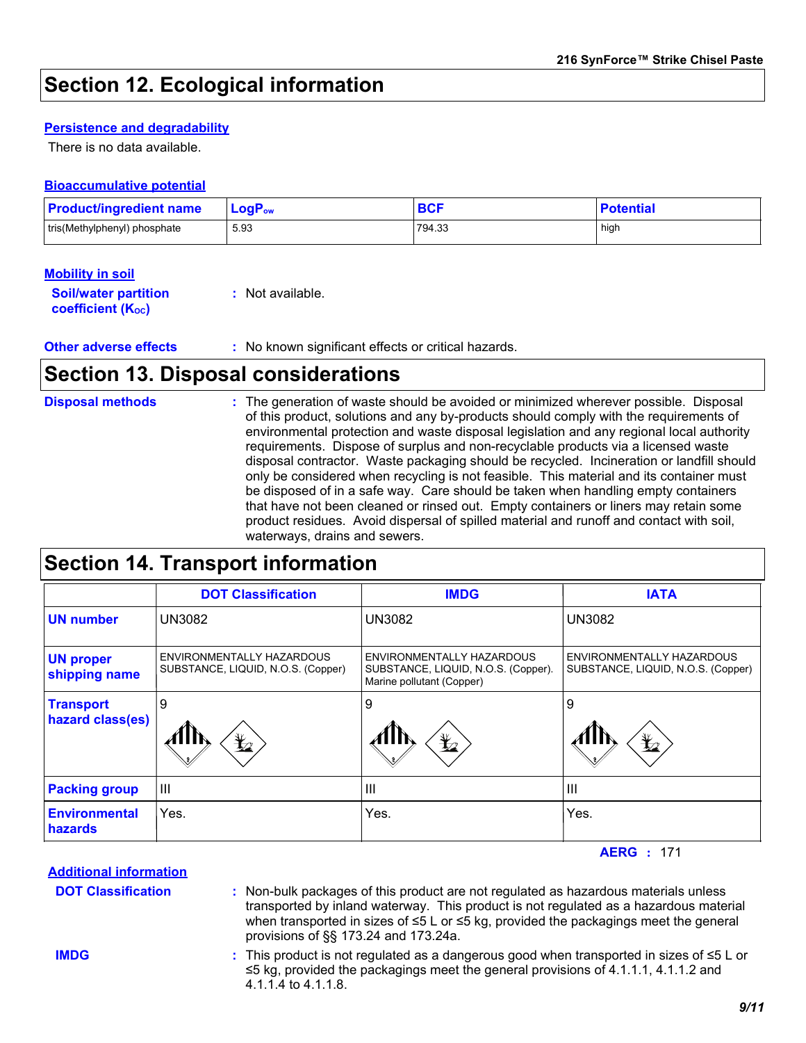## Section 12. Ecological information

### Persistence and degradability

There is no data available.

### Bioaccumulative potential

| Product/ingredient name | $LogP_{ow}$ | BCF | Potential |
|---|---|---|---|
| tris(Methylphenyl) phosphate | 5.93 | 794.33 | high |

### Mobility in soil

**Soil/water partition coefficient ($K_{OC}$)** : Not available.

**Other adverse effects** : No known significant effects or critical hazards.

## Section 13. Disposal considerations

**Disposal methods** : The generation of waste should be avoided or minimized wherever possible. Disposal of this product, solutions and any by-products should comply with the requirements of environmental protection and waste disposal legislation and any regional local authority requirements. Dispose of surplus and non-recyclable products via a licensed waste disposal contractor. Waste packaging should be recycled. Incineration or landfill should only be considered when recycling is not feasible. This material and its container must be disposed of in a safe way. Care should be taken when handling empty containers that have not been cleaned or rinsed out. Empty containers or liners may retain some product residues. Avoid dispersal of spilled material and runoff and contact with soil, waterways, drains and sewers.

## Section 14. Transport information

| | DOT Classification | IMDG | IATA |
|---|---|---|---|
| **UN number** | UN3082 | UN3082 | UN3082 |
| **UN proper shipping name** | ENVIRONMENTALLY HAZARDOUS SUBSTANCE, LIQUID, N.O.S. (Copper) | ENVIRONMENTALLY HAZARDOUS SUBSTANCE, LIQUID, N.O.S. (Copper). Marine pollutant (Copper) | ENVIRONMENTALLY HAZARDOUS SUBSTANCE, LIQUID, N.O.S. (Copper) |
| **Transport hazard class(es)** | 9 | 9 | 9 |
| **Packing group** | III | III | III |
| **Environmental hazards** | Yes. | Yes. | Yes. |

**AERG** : 171

### Additional information

**DOT Classification** : Non-bulk packages of this product are not regulated as hazardous materials unless transported by inland waterway. This product is not regulated as a hazardous material when transported in sizes of ≤5 L or ≤5 kg, provided the packagings meet the general provisions of §§ 173.24 and 173.24a.

**IMDG** : This product is not regulated as a dangerous good when transported in sizes of ≤5 L or ≤5 kg, provided the packagings meet the general provisions of 4.1.1.1, 4.1.1.2 and 4.1.1.4 to 4.1.1.8.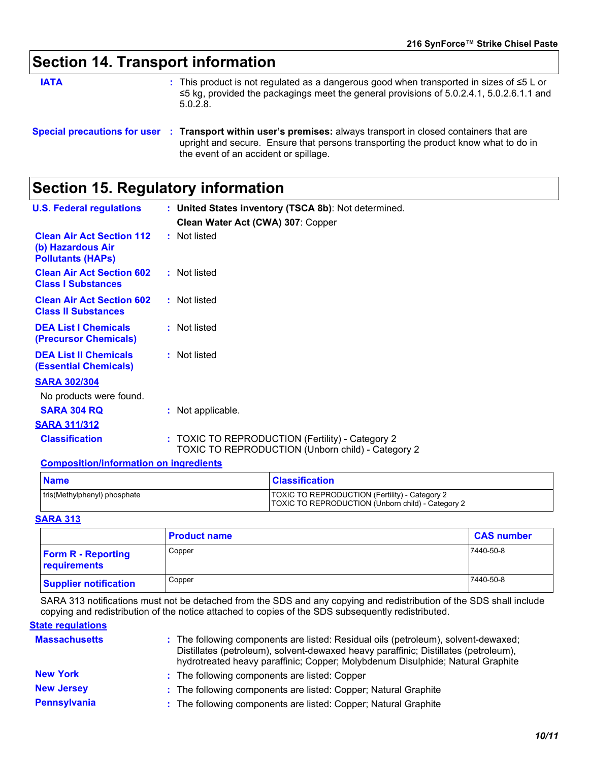## Section 14. Transport information

**IATA** : This product is not regulated as a dangerous good when transported in sizes of ≤5 L or ≤5 kg, provided the packagings meet the general provisions of 5.0.2.4.1, 5.0.2.6.1.1 and 5.0.2.8.

**Special precautions for user** : **Transport within user's premises:** always transport in closed containers that are upright and secure. Ensure that persons transporting the product know what to do in the event of an accident or spillage.

## Section 15. Regulatory information

**U.S. Federal regulations** : **United States inventory (TSCA 8b)**: Not determined.

**Clean Water Act (CWA) 307**: Copper

**Clean Air Act Section 112 (b) Hazardous Air Pollutants (HAPs)** : Not listed

**Clean Air Act Section 602 Class I Substances** : Not listed

**Clean Air Act Section 602 Class II Substances** : Not listed

**DEA List I Chemicals (Precursor Chemicals)** : Not listed

**DEA List II Chemicals (Essential Chemicals)** : Not listed

**SARA 302/304**

No products were found.

**SARA 304 RQ** : Not applicable.

**SARA 311/312**

**Classification** : TOXIC TO REPRODUCTION (Fertility) - Category 2
TOXIC TO REPRODUCTION (Unborn child) - Category 2

**Composition/information on ingredients**

| Name | Classification |
| --- | --- |
| tris(Methylphenyl) phosphate | TOXIC TO REPRODUCTION (Fertility) - Category 2<br>TOXIC TO REPRODUCTION (Unborn child) - Category 2 |

**SARA 313**

| | Product name | CAS number |
| --- | --- | --- |
| **Form R - Reporting requirements** | Copper | 7440-50-8 |
| **Supplier notification** | Copper | 7440-50-8 |

SARA 313 notifications must not be detached from the SDS and any copying and redistribution of the SDS shall include copying and redistribution of the notice attached to copies of the SDS subsequently redistributed.

**State regulations**

**Massachusetts** : The following components are listed: Residual oils (petroleum), solvent-dewaxed; Distillates (petroleum), solvent-dewaxed heavy paraffinic; Distillates (petroleum), hydrotreated heavy paraffinic; Copper; Molybdenum Disulphide; Natural Graphite

**New York** : The following components are listed: Copper

**New Jersey** : The following components are listed: Copper; Natural Graphite

**Pennsylvania** : The following components are listed: Copper; Natural Graphite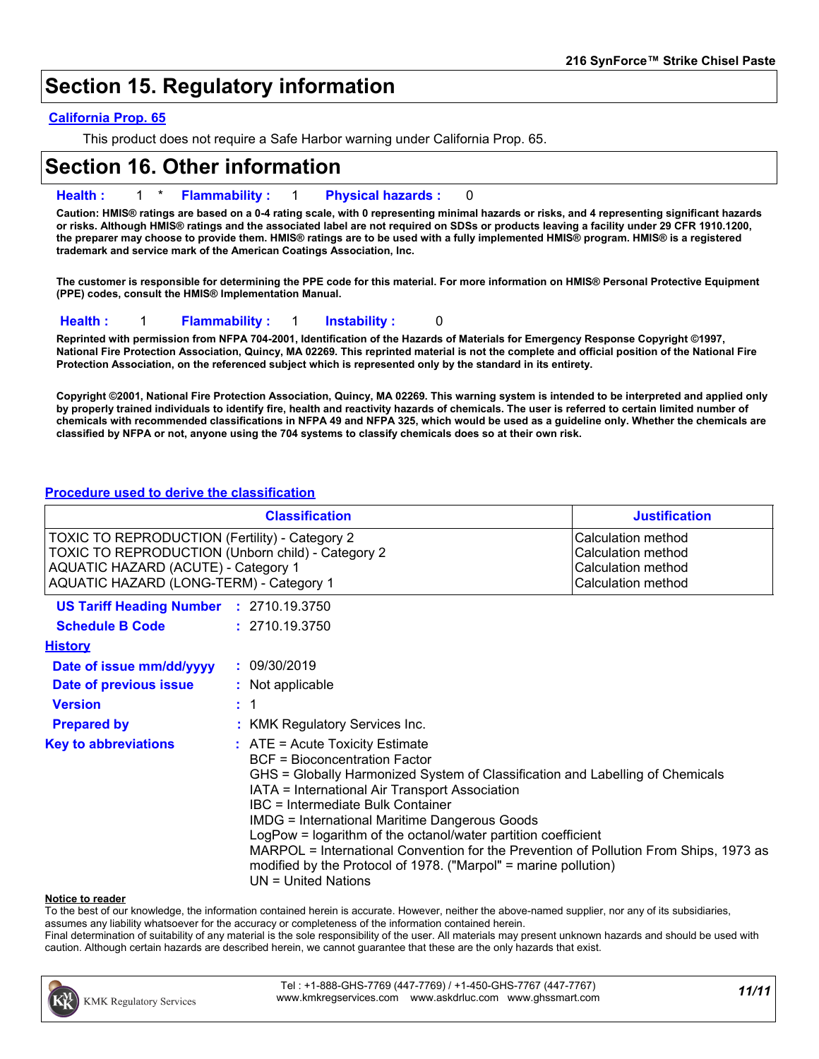## Section 15. Regulatory information

**California Prop. 65**

This product does not require a Safe Harbor warning under California Prop. 65.

## Section 16. Other information

**Health :** 1 * **Flammability :** 1 **Physical hazards :** 0

**Caution: HMIS® ratings are based on a 0-4 rating scale, with 0 representing minimal hazards or risks, and 4 representing significant hazards or risks. Although HMIS® ratings and the associated label are not required on SDSs or products leaving a facility under 29 CFR 1910.1200, the preparer may choose to provide them. HMIS® ratings are to be used with a fully implemented HMIS® program. HMIS® is a registered trademark and service mark of the American Coatings Association, Inc.**

**The customer is responsible for determining the PPE code for this material. For more information on HMIS® Personal Protective Equipment (PPE) codes, consult the HMIS® Implementation Manual.**

**Health :** 1 **Flammability :** 1 **Instability :** 0

**Reprinted with permission from NFPA 704-2001, Identification of the Hazards of Materials for Emergency Response Copyright ©1997, National Fire Protection Association, Quincy, MA 02269. This reprinted material is not the complete and official position of the National Fire Protection Association, on the referenced subject which is represented only by the standard in its entirety.**

**Copyright ©2001, National Fire Protection Association, Quincy, MA 02269. This warning system is intended to be interpreted and applied only by properly trained individuals to identify fire, health and reactivity hazards of chemicals. The user is referred to certain limited number of chemicals with recommended classifications in NFPA 49 and NFPA 325, which would be used as a guideline only. Whether the chemicals are classified by NFPA or not, anyone using the 704 systems to classify chemicals does so at their own risk.**

**Procedure used to derive the classification**

| Classification | Justification |
|---|---|
| TOXIC TO REPRODUCTION (Fertility) - Category 2 | Calculation method |
| TOXIC TO REPRODUCTION (Unborn child) - Category 2 | Calculation method |
| AQUATIC HAZARD (ACUTE) - Category 1 | Calculation method |
| AQUATIC HAZARD (LONG-TERM) - Category 1 | Calculation method |

**US Tariff Heading Number** : 2710.19.3750

**Schedule B Code** : 2710.19.3750

**History**

**Date of issue mm/dd/yyyy** : 09/30/2019

**Date of previous issue** : Not applicable

**Version** : 1

**Prepared by** : KMK Regulatory Services Inc.

**Key to abbreviations** :
ATE = Acute Toxicity Estimate
BCF = Bioconcentration Factor
GHS = Globally Harmonized System of Classification and Labelling of Chemicals
IATA = International Air Transport Association
IBC = Intermediate Bulk Container
IMDG = International Maritime Dangerous Goods
LogPow = logarithm of the octanol/water partition coefficient
MARPOL = International Convention for the Prevention of Pollution From Ships, 1973 as modified by the Protocol of 1978. ("Marpol" = marine pollution)
UN = United Nations

**Notice to reader**

To the best of our knowledge, the information contained herein is accurate. However, neither the above-named supplier, nor any of its subsidiaries, assumes any liability whatsoever for the accuracy or completeness of the information contained herein.
Final determination of suitability of any material is the sole responsibility of the user. All materials may present unknown hazards and should be used with caution. Although certain hazards are described herein, we cannot guarantee that these are the only hazards that exist.